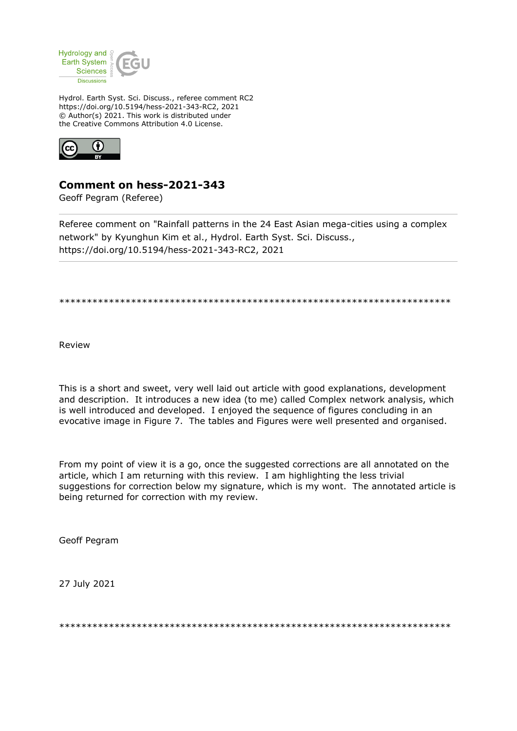Hydrology and Earth System Sciences Discussions

Hydrol. Earth Syst. Sci. Discuss., referee comment RC2
https://doi.org/10.5194/hess-2021-343-RC2, 2021
© Author(s) 2021. This work is distributed under
the Creative Commons Attribution 4.0 License.

## Comment on hess-2021-343

Geoff Pegram (Referee)

---

Referee comment on "Rainfall patterns in the 24 East Asian mega-cities using a complex network" by Kyunghun Kim et al., Hydrol. Earth Syst. Sci. Discuss., https://doi.org/10.5194/hess-2021-343-RC2, 2021

---

************************************************************************

Review

This is a short and sweet, very well laid out article with good explanations, development and description. It introduces a new idea (to me) called Complex network analysis, which is well introduced and developed. I enjoyed the sequence of figures concluding in an evocative image in Figure 7. The tables and Figures were well presented and organised.

From my point of view it is a go, once the suggested corrections are all annotated on the article, which I am returning with this review. I am highlighting the less trivial suggestions for correction below my signature, which is my wont. The annotated article is being returned for correction with my review.

Geoff Pegram

27 July 2021

************************************************************************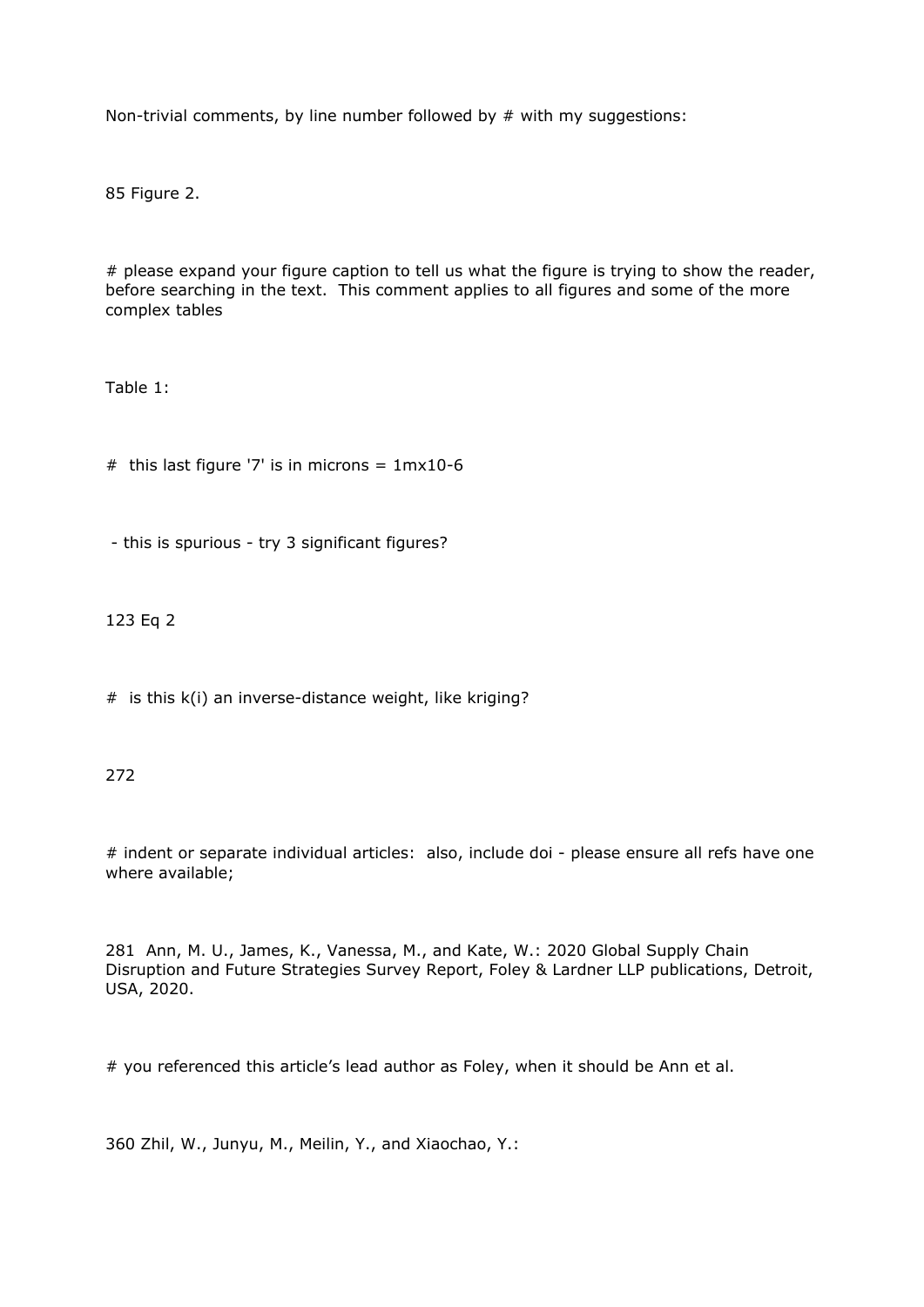Non-trivial comments, by line number followed by # with my suggestions:

85 Figure 2.

# please expand your figure caption to tell us what the figure is trying to show the reader, before searching in the text.  This comment applies to all figures and some of the more complex tables

Table 1:

#  this last figure '7' is in microns = 1mx10-6

 - this is spurious - try 3 significant figures?

123 Eq 2

#  is this k(i) an inverse-distance weight, like kriging?

272

# indent or separate individual articles:  also, include doi - please ensure all refs have one where available;

281  Ann, M. U., James, K., Vanessa, M., and Kate, W.: 2020 Global Supply Chain Disruption and Future Strategies Survey Report, Foley & Lardner LLP publications, Detroit, USA, 2020.

# you referenced this article's lead author as Foley, when it should be Ann et al.

360 Zhil, W., Junyu, M., Meilin, Y., and Xiaochao, Y.: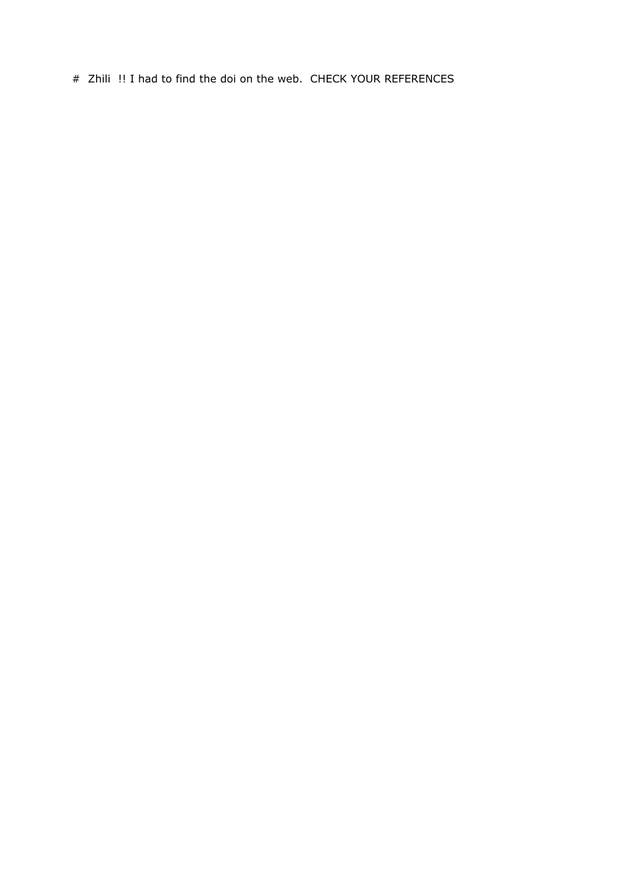#  Zhili  !! I had to find the doi on the web.  CHECK YOUR REFERENCES